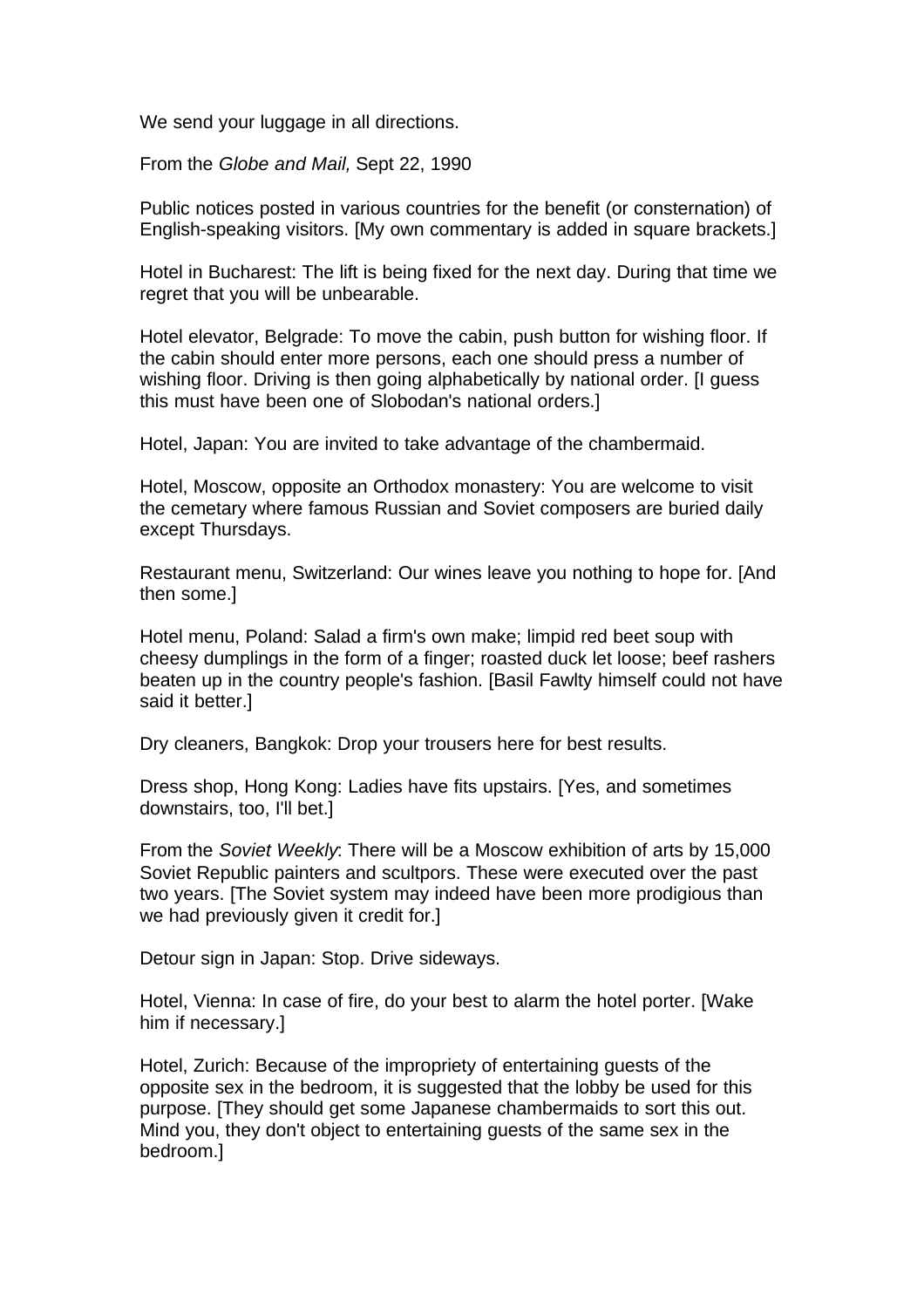We send your luggage in all directions.

From the *Globe and Mail,* Sept 22, 1990

Public notices posted in various countries for the benefit (or consternation) of English-speaking visitors. [My own commentary is added in square brackets.]

Hotel in Bucharest: The lift is being fixed for the next day. During that time we regret that you will be unbearable.

Hotel elevator, Belgrade: To move the cabin, push button for wishing floor. If the cabin should enter more persons, each one should press a number of wishing floor. Driving is then going alphabetically by national order. [I guess this must have been one of Slobodan's national orders.]

Hotel, Japan: You are invited to take advantage of the chambermaid.

Hotel, Moscow, opposite an Orthodox monastery: You are welcome to visit the cemetary where famous Russian and Soviet composers are buried daily except Thursdays.

Restaurant menu, Switzerland: Our wines leave you nothing to hope for. [And then some.]

Hotel menu, Poland: Salad a firm's own make; limpid red beet soup with cheesy dumplings in the form of a finger; roasted duck let loose; beef rashers beaten up in the country people's fashion. [Basil Fawlty himself could not have said it better.]

Dry cleaners, Bangkok: Drop your trousers here for best results.

Dress shop, Hong Kong: Ladies have fits upstairs. [Yes, and sometimes downstairs, too, I'll bet.]

From the *Soviet Weekly*: There will be a Moscow exhibition of arts by 15,000 Soviet Republic painters and scultpors. These were executed over the past two years. [The Soviet system may indeed have been more prodigious than we had previously given it credit for.]

Detour sign in Japan: Stop. Drive sideways.

Hotel, Vienna: In case of fire, do your best to alarm the hotel porter. [Wake him if necessary.]

Hotel, Zurich: Because of the impropriety of entertaining guests of the opposite sex in the bedroom, it is suggested that the lobby be used for this purpose. [They should get some Japanese chambermaids to sort this out. Mind you, they don't object to entertaining guests of the same sex in the bedroom.]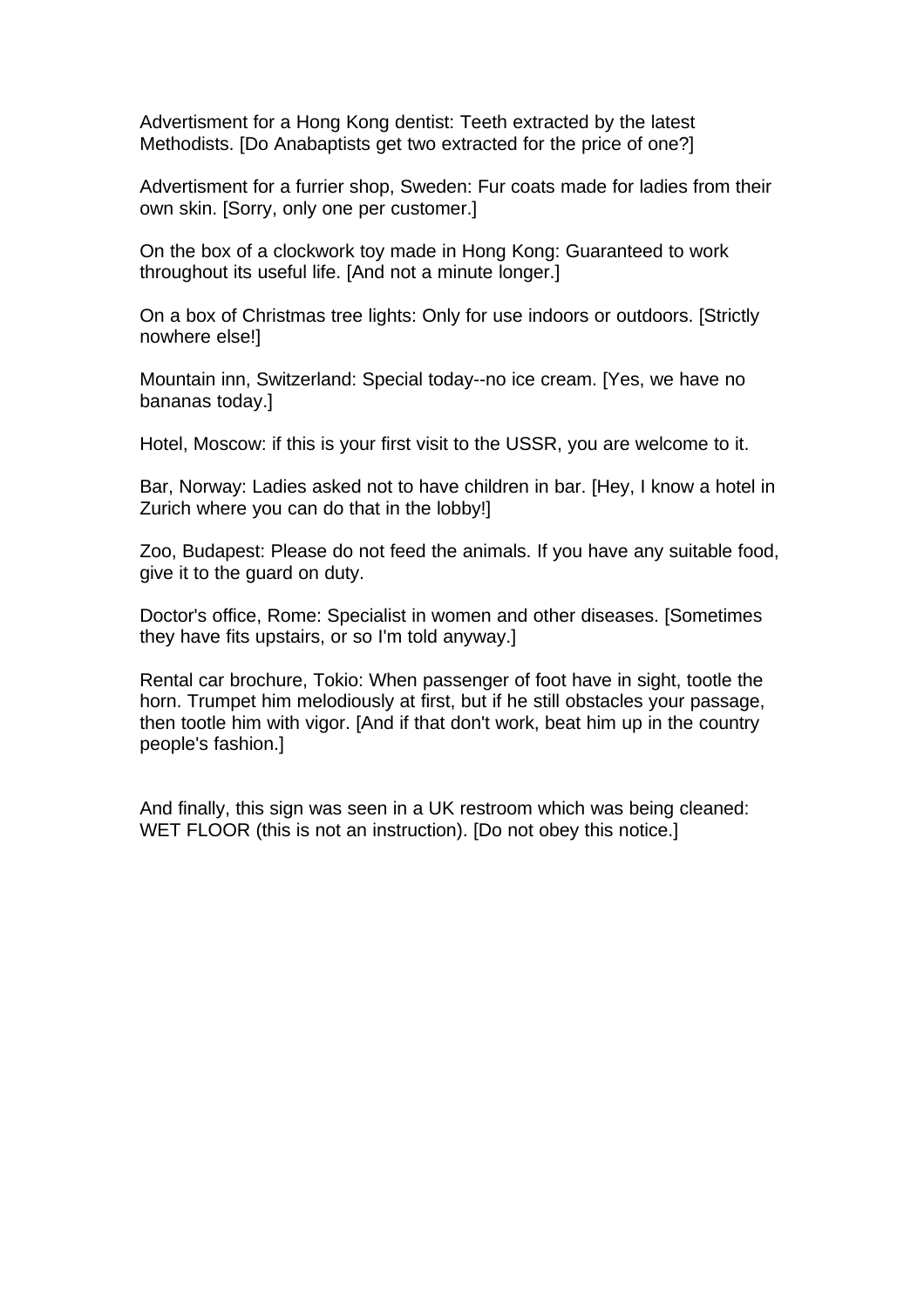Advertisment for a Hong Kong dentist: Teeth extracted by the latest Methodists. [Do Anabaptists get two extracted for the price of one?]

Advertisment for a furrier shop, Sweden: Fur coats made for ladies from their own skin. [Sorry, only one per customer.]

On the box of a clockwork toy made in Hong Kong: Guaranteed to work throughout its useful life. [And not a minute longer.]

On a box of Christmas tree lights: Only for use indoors or outdoors. [Strictly nowhere else!]

Mountain inn, Switzerland: Special today--no ice cream. [Yes, we have no bananas today.]

Hotel, Moscow: if this is your first visit to the USSR, you are welcome to it.

Bar, Norway: Ladies asked not to have children in bar. [Hey, I know a hotel in Zurich where you can do that in the lobby!]

Zoo, Budapest: Please do not feed the animals. If you have any suitable food, give it to the guard on duty.

Doctor's office, Rome: Specialist in women and other diseases. [Sometimes they have fits upstairs, or so I'm told anyway.]

Rental car brochure, Tokio: When passenger of foot have in sight, tootle the horn. Trumpet him melodiously at first, but if he still obstacles your passage, then tootle him with vigor. [And if that don't work, beat him up in the country people's fashion.]

And finally, this sign was seen in a UK restroom which was being cleaned: WET FLOOR (this is not an instruction). [Do not obey this notice.]